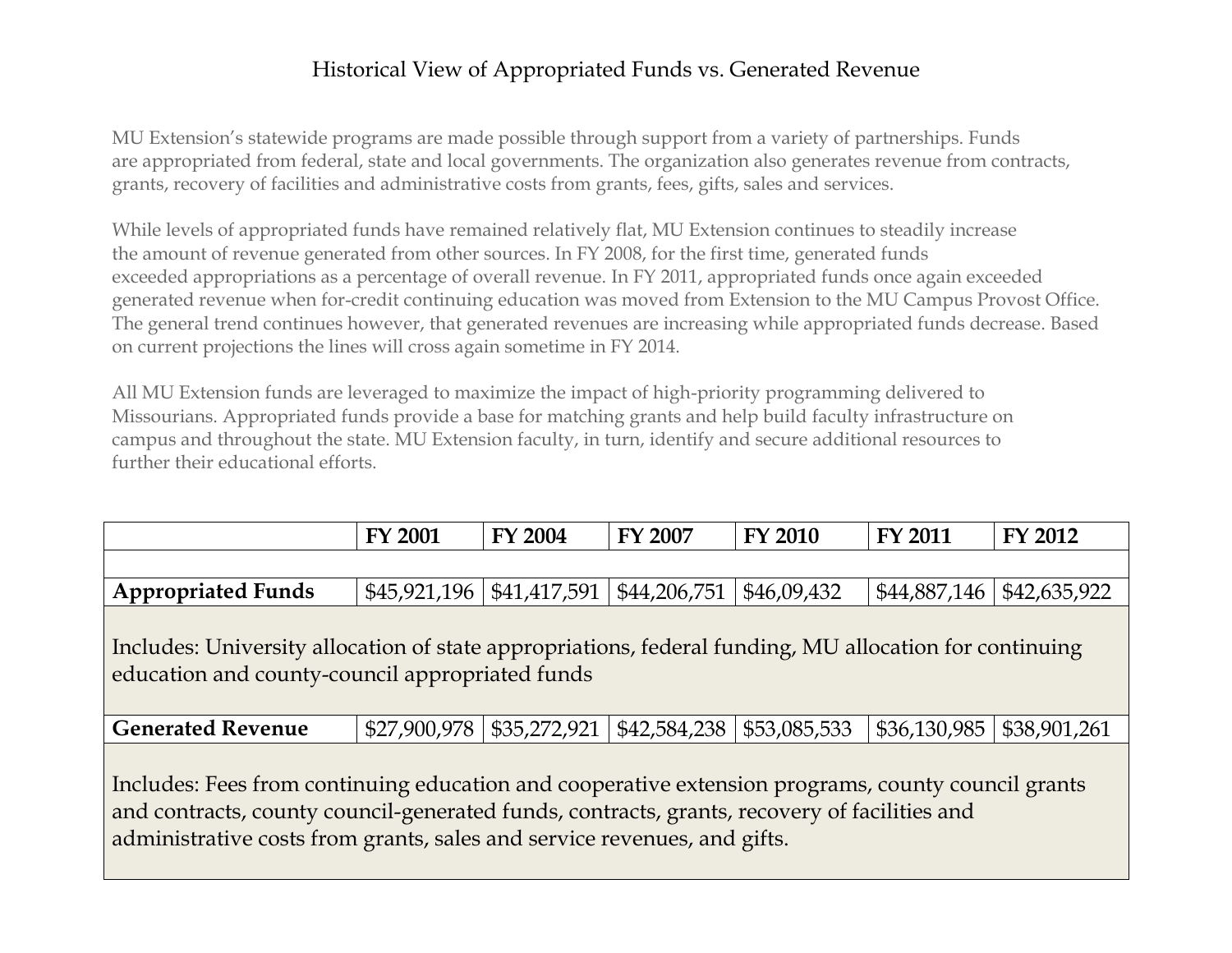# Historical View of Appropriated Funds vs. Generated Revenue

MU Extension's statewide programs are made possible through support from a variety of partnerships. Funds are appropriated from federal, state and local governments. The organization also generates revenue from contracts, grants, recovery of facilities and administrative costs from grants, fees, gifts, sales and services.

While levels of appropriated funds have remained relatively flat, MU Extension continues to steadily increase the amount of revenue generated from other sources. In FY 2008, for the first time, generated funds exceeded appropriations as a percentage of overall revenue. In FY 2011, appropriated funds once again exceeded generated revenue when for-credit continuing education was moved from Extension to the MU Campus Provost Office. The general trend continues however, that generated revenues are increasing while appropriated funds decrease. Based on current projections the lines will cross again sometime in FY 2014.

All MU Extension funds are leveraged to maximize the impact of high-priority programming delivered to Missourians. Appropriated funds provide a base for matching grants and help build faculty infrastructure on campus and throughout the state. MU Extension faculty, in turn, identify and secure additional resources to further their educational efforts.

| | **FY 2001** | **FY 2004** | **FY 2007** | **FY 2010** | **FY 2011** | **FY 2012** |
|---|---|---|---|---|---|---|
| | | | | | | |
| **Appropriated Funds** | $45,921,196 | $41,417,591 | $44,206,751 | $46,09,432 | $44,887,146 | $42,635,922 |
| Includes: University allocation of state appropriations, federal funding, MU allocation for continuing education and county-council appropriated funds | | | | | | |
| **Generated Revenue** | $27,900,978 | $35,272,921 | $42,584,238 | $53,085,533 | $36,130,985 | $38,901,261 |
| Includes: Fees from continuing education and cooperative extension programs, county council grants and contracts, county council-generated funds, contracts, grants, recovery of facilities and administrative costs from grants, sales and service revenues, and gifts. | | | | | | |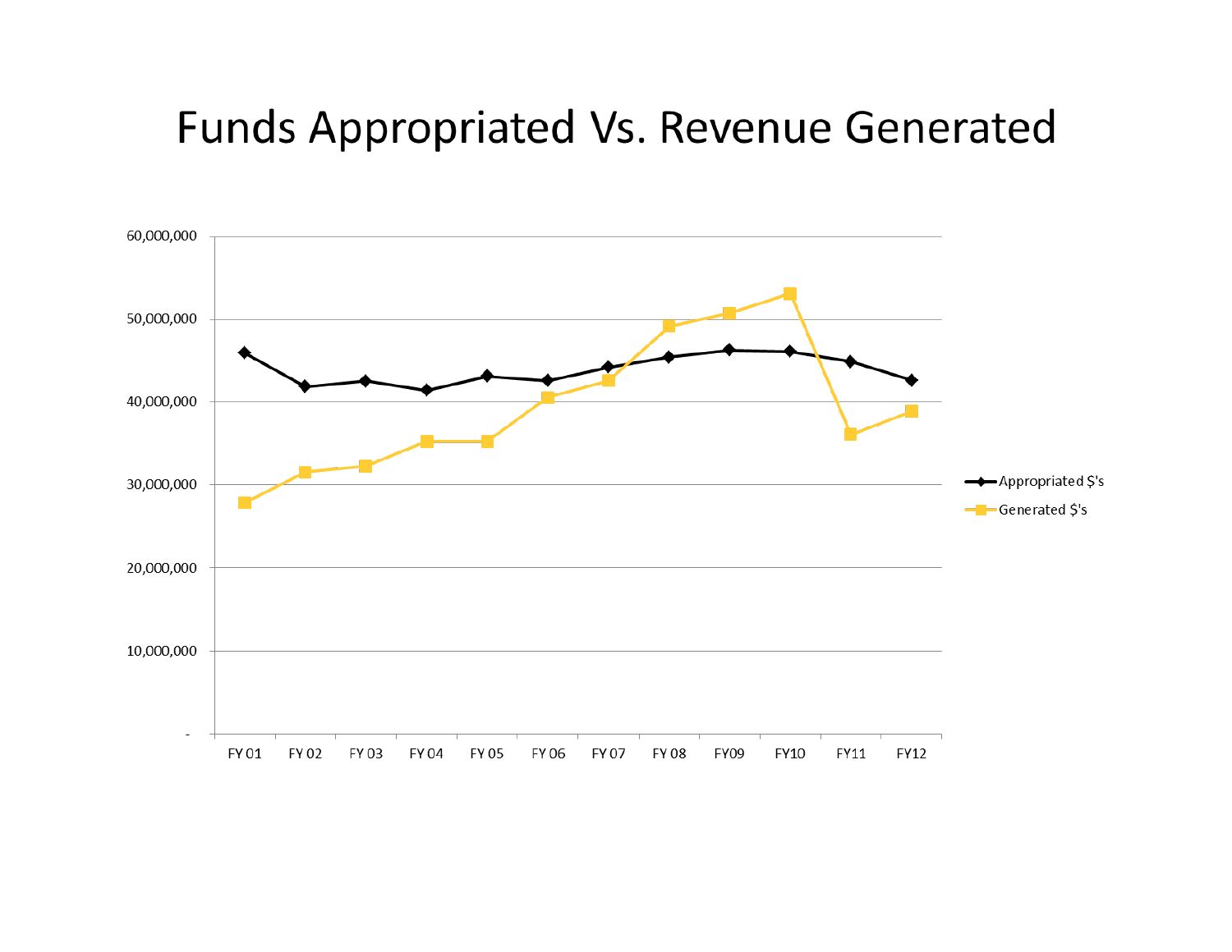# Funds Appropriated Vs. Revenue Generated

60,000,000
50,000,000
40,000,000
30,000,000
20,000,000
10,000,000
-

FY 01 FY 02 FY 03 FY 04 FY 05 FY 06 FY 07 FY 08 FY09 FY10 FY11 FY12

Appropriated $'s
Generated $'s